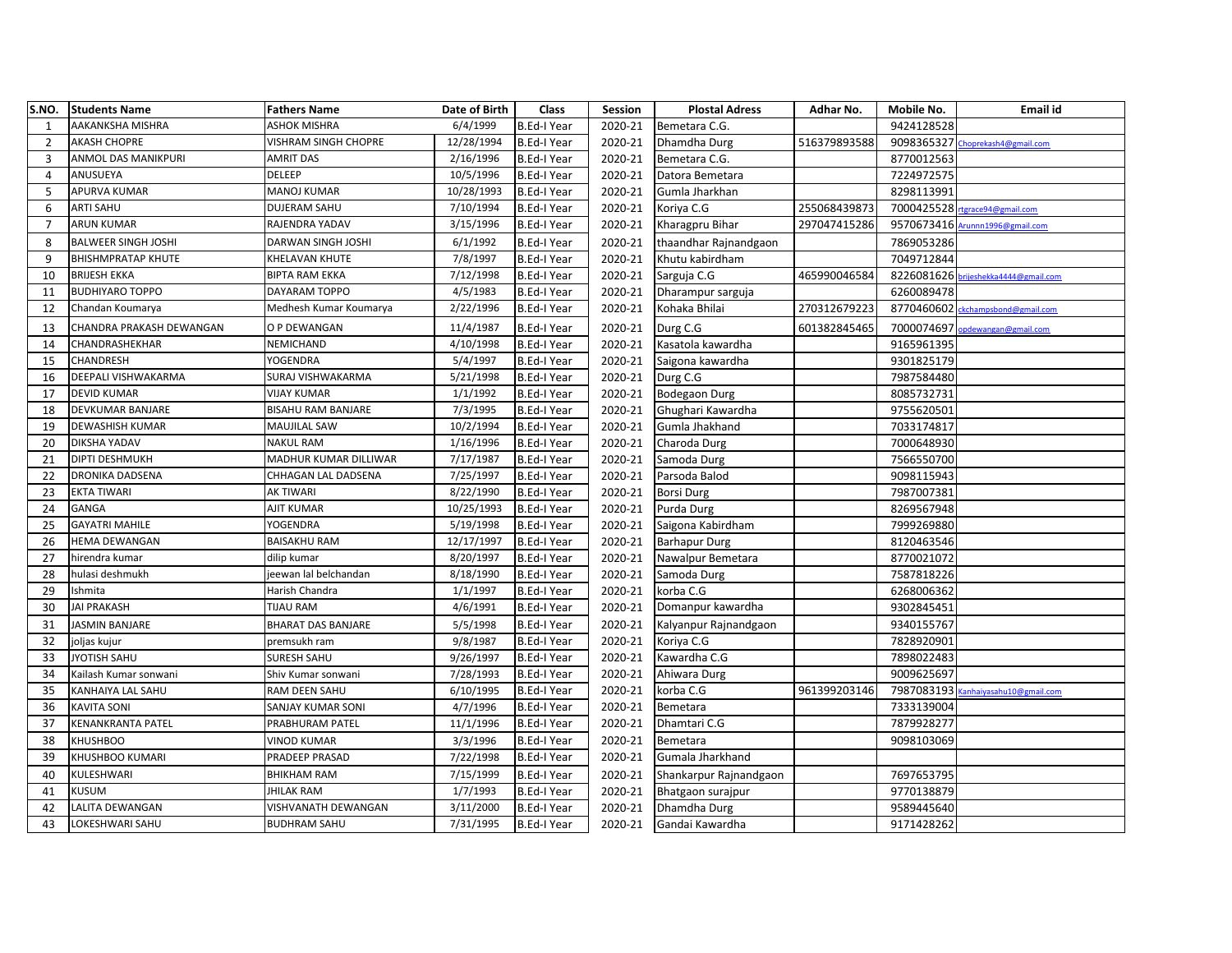| S.NO. | Students Name | Fathers Name | Date of Birth | Class | Session | Plostal Adress | Adhar No. | Mobile No. | Email id |
|---|---|---|---|---|---|---|---|---|---|
| 1 | AAKANKSHA MISHRA | ASHOK MISHRA | 6/4/1999 | B.Ed-I Year | 2020-21 | Bemetara C.G. | | 9424128528 | |
| 2 | AKASH CHOPRE | VISHRAM SINGH CHOPRE | 12/28/1994 | B.Ed-I Year | 2020-21 | Dhamdha Durg | 516379893588 | 9098365327 | Choprekash4@gmail.com |
| 3 | ANMOL DAS MANIKPURI | AMRIT DAS | 2/16/1996 | B.Ed-I Year | 2020-21 | Bemetara C.G. | | 8770012563 | |
| 4 | ANUSUEYA | DELEEP | 10/5/1996 | B.Ed-I Year | 2020-21 | Datora Bemetara | | 7224972575 | |
| 5 | APURVA KUMAR | MANOJ KUMAR | 10/28/1993 | B.Ed-I Year | 2020-21 | Gumla Jharkhan | | 8298113991 | |
| 6 | ARTI SAHU | DUJERAM SAHU | 7/10/1994 | B.Ed-I Year | 2020-21 | Koriya C.G | 255068439873 | 7000425528 | rtgrace94@gmail.com |
| 7 | ARUN KUMAR | RAJENDRA YADAV | 3/15/1996 | B.Ed-I Year | 2020-21 | Kharagpru Bihar | 297047415286 | 9570673416 | Arunnn1996@gmail.com |
| 8 | BALWEER SINGH JOSHI | DARWAN SINGH JOSHI | 6/1/1992 | B.Ed-I Year | 2020-21 | thaandhar Rajnandgaon | | 7869053286 | |
| 9 | BHISHMPRATAP KHUTE | KHELAVAN KHUTE | 7/8/1997 | B.Ed-I Year | 2020-21 | Khutu kabirdham | | 7049712844 | |
| 10 | BRIJESH EKKA | BIPTA RAM EKKA | 7/12/1998 | B.Ed-I Year | 2020-21 | Sarguja C.G | 465990046584 | 8226081626 | brijeshekka4444@gmail.com |
| 11 | BUDHIYARO TOPPO | DAYARAM TOPPO | 4/5/1983 | B.Ed-I Year | 2020-21 | Dharampur sarguja | | 6260089478 | |
| 12 | Chandan Koumarya | Medhesh Kumar Koumarya | 2/22/1996 | B.Ed-I Year | 2020-21 | Kohaka Bhilai | 270312679223 | 8770460602 | ckchampsbond@gmail.com |
| 13 | CHANDRA PRAKASH DEWANGAN | O P DEWANGAN | 11/4/1987 | B.Ed-I Year | 2020-21 | Durg C.G | 601382845465 | 7000074697 | opdewangan@gmail.com |
| 14 | CHANDRASHEKHAR | NEMICHAND | 4/10/1998 | B.Ed-I Year | 2020-21 | Kasatola kawardha | | 9165961395 | |
| 15 | CHANDRESH | YOGENDRA | 5/4/1997 | B.Ed-I Year | 2020-21 | Saigona kawardha | | 9301825179 | |
| 16 | DEEPALI VISHWAKARMA | SURAJ VISHWAKARMA | 5/21/1998 | B.Ed-I Year | 2020-21 | Durg C.G | | 7987584480 | |
| 17 | DEVID KUMAR | VIJAY KUMAR | 1/1/1992 | B.Ed-I Year | 2020-21 | Bodegaon Durg | | 8085732731 | |
| 18 | DEVKUMAR BANJARE | BISAHU RAM BANJARE | 7/3/1995 | B.Ed-I Year | 2020-21 | Ghughari Kawardha | | 9755620501 | |
| 19 | DEWASHISH KUMAR | MAUJILAL SAW | 10/2/1994 | B.Ed-I Year | 2020-21 | Gumla Jhakhand | | 7033174817 | |
| 20 | DIKSHA YADAV | NAKUL RAM | 1/16/1996 | B.Ed-I Year | 2020-21 | Charoda Durg | | 7000648930 | |
| 21 | DIPTI DESHMUKH | MADHUR KUMAR DILLIWAR | 7/17/1987 | B.Ed-I Year | 2020-21 | Samoda Durg | | 7566550700 | |
| 22 | DRONIKA DADSENA | CHHAGAN LAL DADSENA | 7/25/1997 | B.Ed-I Year | 2020-21 | Parsoda Balod | | 9098115943 | |
| 23 | EKTA TIWARI | AK TIWARI | 8/22/1990 | B.Ed-I Year | 2020-21 | Borsi Durg | | 7987007381 | |
| 24 | GANGA | AJIT KUMAR | 10/25/1993 | B.Ed-I Year | 2020-21 | Purda Durg | | 8269567948 | |
| 25 | GAYATRI MAHILE | YOGENDRA | 5/19/1998 | B.Ed-I Year | 2020-21 | Saigona Kabirdham | | 7999269880 | |
| 26 | HEMA DEWANGAN | BAISAKHU RAM | 12/17/1997 | B.Ed-I Year | 2020-21 | Barhapur Durg | | 8120463546 | |
| 27 | hirendra kumar | dilip kumar | 8/20/1997 | B.Ed-I Year | 2020-21 | Nawalpur Bemetara | | 8770021072 | |
| 28 | hulasi deshmukh | jeewan lal belchandan | 8/18/1990 | B.Ed-I Year | 2020-21 | Samoda Durg | | 7587818226 | |
| 29 | Ishmita | Harish Chandra | 1/1/1997 | B.Ed-I Year | 2020-21 | korba C.G | | 6268006362 | |
| 30 | JAI PRAKASH | TIJAU RAM | 4/6/1991 | B.Ed-I Year | 2020-21 | Domanpur kawardha | | 9302845451 | |
| 31 | JASMIN BANJARE | BHARAT DAS BANJARE | 5/5/1998 | B.Ed-I Year | 2020-21 | Kalyanpur Rajnandgaon | | 9340155767 | |
| 32 | joljas kujur | premsukh ram | 9/8/1987 | B.Ed-I Year | 2020-21 | Koriya C.G | | 7828920901 | |
| 33 | JYOTISH SAHU | SURESH SAHU | 9/26/1997 | B.Ed-I Year | 2020-21 | Kawardha C.G | | 7898022483 | |
| 34 | Kailash Kumar sonwani | Shiv Kumar sonwani | 7/28/1993 | B.Ed-I Year | 2020-21 | Ahiwara Durg | | 9009625697 | |
| 35 | KANHAIYA LAL SAHU | RAM DEEN SAHU | 6/10/1995 | B.Ed-I Year | 2020-21 | korba C.G | 961399203146 | 7987083193 | Kanhaiyasahu10@gmail.com |
| 36 | KAVITA SONI | SANJAY KUMAR SONI | 4/7/1996 | B.Ed-I Year | 2020-21 | Bemetara | | 7333139004 | |
| 37 | KENANKRANTA PATEL | PRABHURAM PATEL | 11/1/1996 | B.Ed-I Year | 2020-21 | Dhamtari C.G | | 7879928277 | |
| 38 | KHUSHBOO | VINOD KUMAR | 3/3/1996 | B.Ed-I Year | 2020-21 | Bemetara | | 9098103069 | |
| 39 | KHUSHBOO KUMARI | PRADEEP PRASAD | 7/22/1998 | B.Ed-I Year | 2020-21 | Gumala Jharkhand | | | |
| 40 | KULESHWARI | BHIKHAM RAM | 7/15/1999 | B.Ed-I Year | 2020-21 | Shankarpur Rajnandgaon | | 7697653795 | |
| 41 | KUSUM | JHILAK RAM | 1/7/1993 | B.Ed-I Year | 2020-21 | Bhatgaon surajpur | | 9770138879 | |
| 42 | LALITA DEWANGAN | VISHVANATH DEWANGAN | 3/11/2000 | B.Ed-I Year | 2020-21 | Dhamdha Durg | | 9589445640 | |
| 43 | LOKESHWARI SAHU | BUDHRAM SAHU | 7/31/1995 | B.Ed-I Year | 2020-21 | Gandai Kawardha | | 9171428262 | |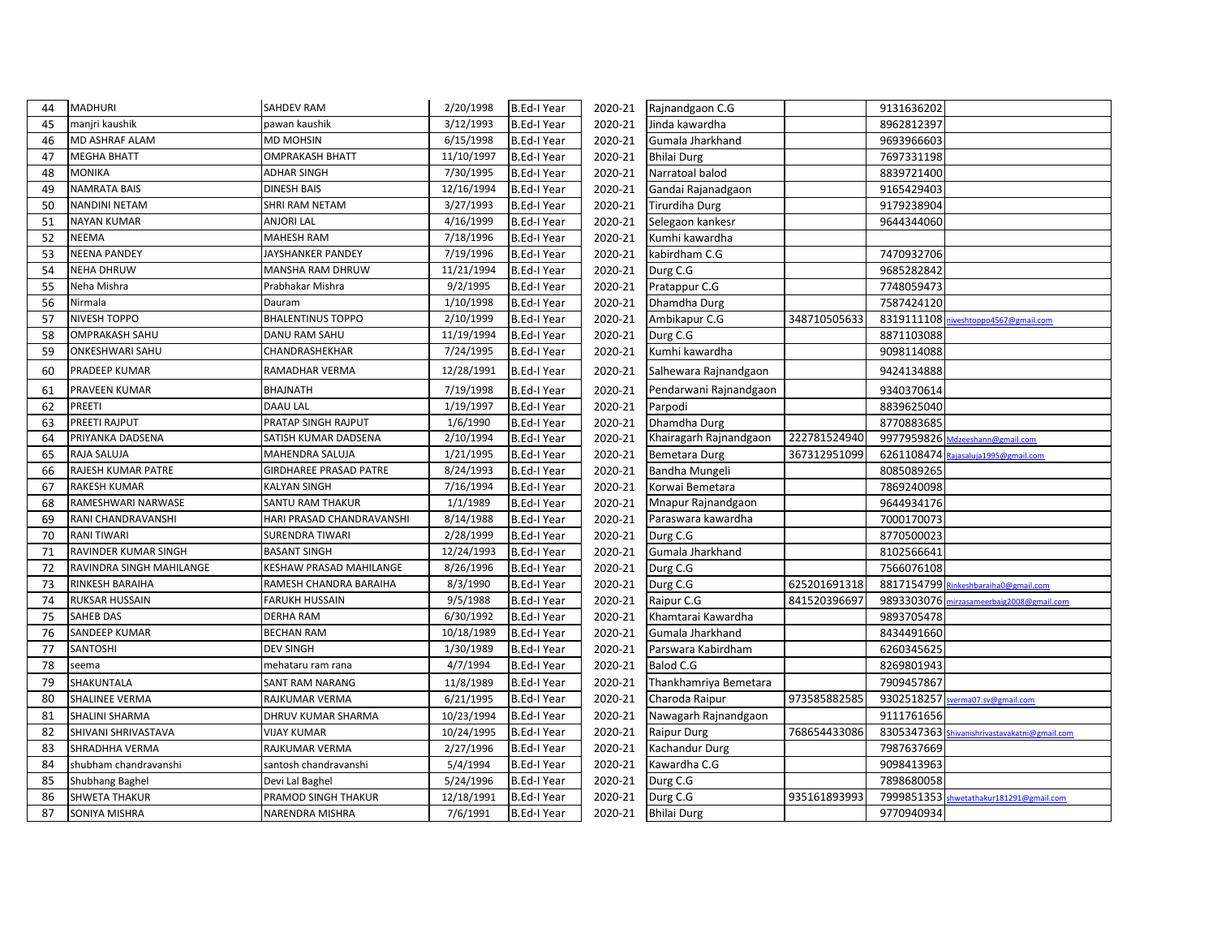| 44 | MADHURI | SAHDEV RAM | 2/20/1998 | B.Ed-I Year | 2020-21 | Rajnandgaon C.G | | 9131636202 | |
|---|---|---|---|---|---|---|---|---|---|
| 45 | manjri kaushik | pawan kaushik | 3/12/1993 | B.Ed-I Year | 2020-21 | Jinda kawardha | | 8962812397 | |
| 46 | MD ASHRAF ALAM | MD MOHSIN | 6/15/1998 | B.Ed-I Year | 2020-21 | Gumala Jharkhand | | 9693966603 | |
| 47 | MEGHA BHATT | OMPRAKASH BHATT | 11/10/1997 | B.Ed-I Year | 2020-21 | Bhilai Durg | | 7697331198 | |
| 48 | MONIKA | ADHAR SINGH | 7/30/1995 | B.Ed-I Year | 2020-21 | Narratoal balod | | 8839721400 | |
| 49 | NAMRATA BAIS | DINESH BAIS | 12/16/1994 | B.Ed-I Year | 2020-21 | Gandai Rajanadgaon | | 9165429403 | |
| 50 | NANDINI NETAM | SHRI RAM NETAM | 3/27/1993 | B.Ed-I Year | 2020-21 | Tirurdiha Durg | | 9179238904 | |
| 51 | NAYAN KUMAR | ANJORI LAL | 4/16/1999 | B.Ed-I Year | 2020-21 | Selegaon kankesr | | 9644344060 | |
| 52 | NEEMA | MAHESH RAM | 7/18/1996 | B.Ed-I Year | 2020-21 | Kumhi kawardha | | | |
| 53 | NEENA PANDEY | JAYSHANKER PANDEY | 7/19/1996 | B.Ed-I Year | 2020-21 | kabirdham C.G | | 7470932706 | |
| 54 | NEHA DHRUW | MANSHA RAM DHRUW | 11/21/1994 | B.Ed-I Year | 2020-21 | Durg C.G | | 9685282842 | |
| 55 | Neha Mishra | Prabhakar Mishra | 9/2/1995 | B.Ed-I Year | 2020-21 | Pratappur C.G | | 7748059473 | |
| 56 | Nirmala | Dauram | 1/10/1998 | B.Ed-I Year | 2020-21 | Dhamdha Durg | | 7587424120 | |
| 57 | NIVESH TOPPO | BHALENTINUS TOPPO | 2/10/1999 | B.Ed-I Year | 2020-21 | Ambikapur C.G | 348710505633 | 8319111108 | niveshtoppo4567@gmail.com |
| 58 | OMPRAKASH SAHU | DANU RAM SAHU | 11/19/1994 | B.Ed-I Year | 2020-21 | Durg C.G | | 8871103088 | |
| 59 | ONKESHWARI SAHU | CHANDRASHEKHAR | 7/24/1995 | B.Ed-I Year | 2020-21 | Kumhi kawardha | | 9098114088 | |
| 60 | PRADEEP KUMAR | RAMADHAR VERMA | 12/28/1991 | B.Ed-I Year | 2020-21 | Salhewara Rajnandgaon | | 9424134888 | |
| 61 | PRAVEEN KUMAR | BHAJNATH | 7/19/1998 | B.Ed-I Year | 2020-21 | Pendarwani Rajnandgaon | | 9340370614 | |
| 62 | PREETI | DAAU LAL | 1/19/1997 | B.Ed-I Year | 2020-21 | Parpodi | | 8839625040 | |
| 63 | PREETI RAJPUT | PRATAP SINGH RAJPUT | 1/6/1990 | B.Ed-I Year | 2020-21 | Dhamdha Durg | | 8770883685 | |
| 64 | PRIYANKA DADSENA | SATISH KUMAR DADSENA | 2/10/1994 | B.Ed-I Year | 2020-21 | Khairagarh Rajnandgaon | 222781524940 | 9977959826 | Mdzeeshann@gmail.com |
| 65 | RAJA SALUJA | MAHENDRA SALUJA | 1/21/1995 | B.Ed-I Year | 2020-21 | Bemetara Durg | 367312951099 | 6261108474 | Rajasaluja1995@gmail.com |
| 66 | RAJESH KUMAR PATRE | GIRDHAREE PRASAD PATRE | 8/24/1993 | B.Ed-I Year | 2020-21 | Bandha Mungeli | | 8085089265 | |
| 67 | RAKESH KUMAR | KALYAN SINGH | 7/16/1994 | B.Ed-I Year | 2020-21 | Korwai Bemetara | | 7869240098 | |
| 68 | RAMESHWARI NARWASE | SANTU RAM THAKUR | 1/1/1989 | B.Ed-I Year | 2020-21 | Mnapur Rajnandgaon | | 9644934176 | |
| 69 | RANI CHANDRAVANSHI | HARI PRASAD CHANDRAVANSHI | 8/14/1988 | B.Ed-I Year | 2020-21 | Paraswara kawardha | | 7000170073 | |
| 70 | RANI TIWARI | SURENDRA TIWARI | 2/28/1999 | B.Ed-I Year | 2020-21 | Durg C.G | | 8770500023 | |
| 71 | RAVINDER KUMAR SINGH | BASANT SINGH | 12/24/1993 | B.Ed-I Year | 2020-21 | Gumala Jharkhand | | 8102566641 | |
| 72 | RAVINDRA SINGH MAHILANGE | KESHAW PRASAD MAHILANGE | 8/26/1996 | B.Ed-I Year | 2020-21 | Durg C.G | | 7566076108 | |
| 73 | RINKESH BARAIHA | RAMESH CHANDRA BARAIHA | 8/3/1990 | B.Ed-I Year | 2020-21 | Durg C.G | 625201691318 | 8817154799 | Rinkeshbaraiha0@gmail.com |
| 74 | RUKSAR HUSSAIN | FARUKH HUSSAIN | 9/5/1988 | B.Ed-I Year | 2020-21 | Raipur C.G | 841520396697 | 9893303076 | mirzasameerbaig2008@gmail.com |
| 75 | SAHEB DAS | DERHA RAM | 6/30/1992 | B.Ed-I Year | 2020-21 | Khamtarai Kawardha | | 9893705478 | |
| 76 | SANDEEP KUMAR | BECHAN RAM | 10/18/1989 | B.Ed-I Year | 2020-21 | Gumala Jharkhand | | 8434491660 | |
| 77 | SANTOSHI | DEV SINGH | 1/30/1989 | B.Ed-I Year | 2020-21 | Parswara Kabirdham | | 6260345625 | |
| 78 | seema | mehataru ram rana | 4/7/1994 | B.Ed-I Year | 2020-21 | Balod C.G | | 8269801943 | |
| 79 | SHAKUNTALA | SANT RAM NARANG | 11/8/1989 | B.Ed-I Year | 2020-21 | Thankhamriya Bemetara | | 7909457867 | |
| 80 | SHALINEE VERMA | RAJKUMAR VERMA | 6/21/1995 | B.Ed-I Year | 2020-21 | Charoda Raipur | 973585882585 | 9302518257 | sverma07.sv@gmail.com |
| 81 | SHALINI SHARMA | DHRUV KUMAR SHARMA | 10/23/1994 | B.Ed-I Year | 2020-21 | Nawagarh Rajnandgaon | | 9111761656 | |
| 82 | SHIVANI SHRIVASTAVA | VIJAY KUMAR | 10/24/1995 | B.Ed-I Year | 2020-21 | Raipur Durg | 768654433086 | 8305347363 | Shivanishrivastavakatni@gmail.com |
| 83 | SHRADHHA VERMA | RAJKUMAR VERMA | 2/27/1996 | B.Ed-I Year | 2020-21 | Kachandur Durg | | 7987637669 | |
| 84 | shubham chandravanshi | santosh chandravanshi | 5/4/1994 | B.Ed-I Year | 2020-21 | Kawardha C.G | | 9098413963 | |
| 85 | Shubhang Baghel | Devi Lal Baghel | 5/24/1996 | B.Ed-I Year | 2020-21 | Durg C.G | | 7898680058 | |
| 86 | SHWETA THAKUR | PRAMOD SINGH THAKUR | 12/18/1991 | B.Ed-I Year | 2020-21 | Durg C.G | 935161893993 | 7999851353 | shwetathakur181291@gmail.com |
| 87 | SONIYA MISHRA | NARENDRA MISHRA | 7/6/1991 | B.Ed-I Year | 2020-21 | Bhilai Durg | | 9770940934 | |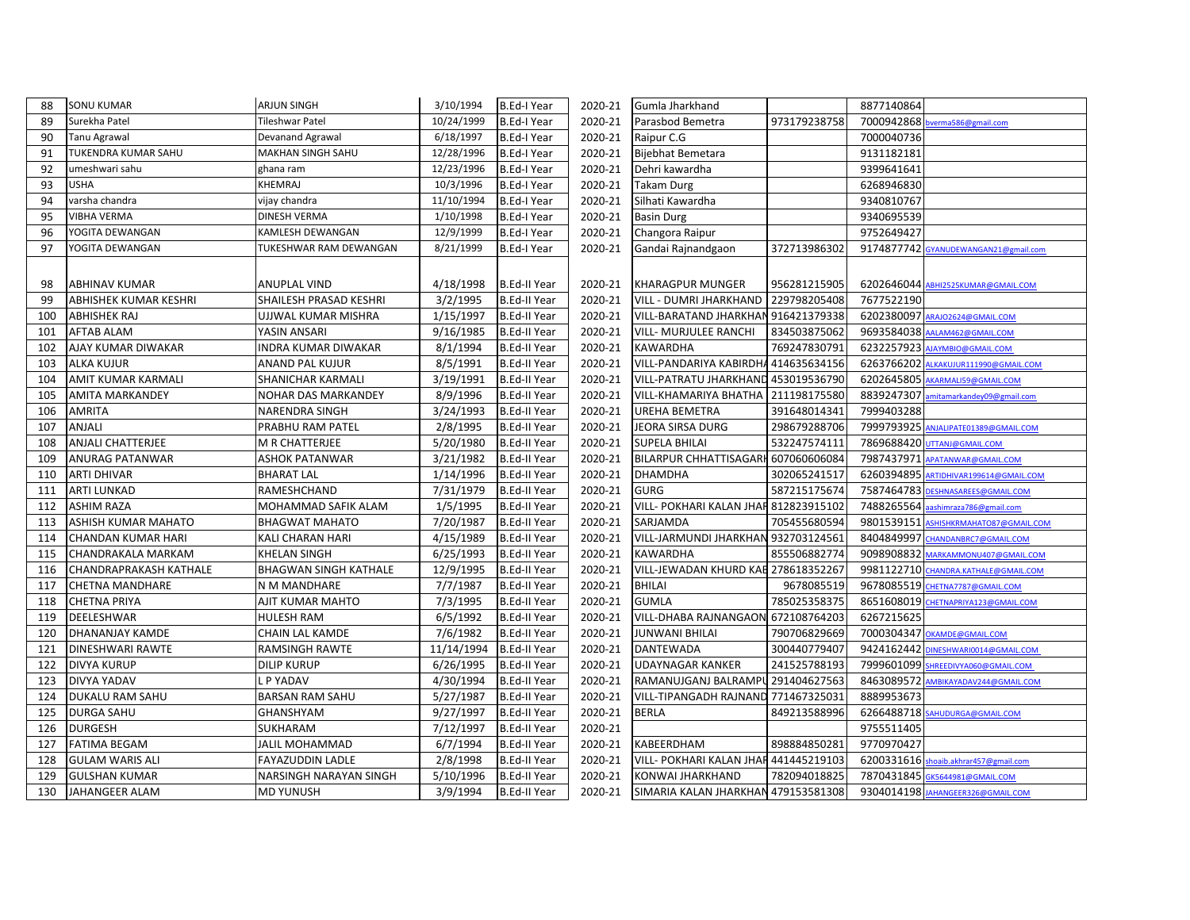| 88 | SONU KUMAR | ARJUN SINGH | 3/10/1994 | B.Ed-I Year | 2020-21 | Gumla Jharkhand | | 8877140864 | |
|---|---|---|---|---|---|---|---|---|---|
| 89 | Surekha Patel | Tileshwar Patel | 10/24/1999 | B.Ed-I Year | 2020-21 | Parasbod Bemetra | 973179238758 | 7000942868 | bverma586@gmail.com |
| 90 | Tanu Agrawal | Devanand Agrawal | 6/18/1997 | B.Ed-I Year | 2020-21 | Raipur C.G | | 7000040736 | |
| 91 | TUKENDRA KUMAR SAHU | MAKHAN SINGH SAHU | 12/28/1996 | B.Ed-I Year | 2020-21 | Bijebhat Bemetara | | 9131182181 | |
| 92 | umeshwari sahu | ghana ram | 12/23/1996 | B.Ed-I Year | 2020-21 | Dehri kawardha | | 9399641641 | |
| 93 | USHA | KHEMRAJ | 10/3/1996 | B.Ed-I Year | 2020-21 | Takam Durg | | 6268946830 | |
| 94 | varsha chandra | vijay chandra | 11/10/1994 | B.Ed-I Year | 2020-21 | Silhati Kawardha | | 9340810767 | |
| 95 | VIBHA VERMA | DINESH VERMA | 1/10/1998 | B.Ed-I Year | 2020-21 | Basin Durg | | 9340695539 | |
| 96 | YOGITA DEWANGAN | KAMLESH DEWANGAN | 12/9/1999 | B.Ed-I Year | 2020-21 | Changora Raipur | | 9752649427 | |
| 97 | YOGITA DEWANGAN | TUKESHWAR RAM DEWANGAN | 8/21/1999 | B.Ed-I Year | 2020-21 | Gandai Rajnandgaon | 372713986302 | 9174877742 | GYANUDEWANGAN21@gmail.com |
| 98 | ABHINAV KUMAR | ANUPLAL VIND | 4/18/1998 | B.Ed-II Year | 2020-21 | KHARAGPUR MUNGER | 956281215905 | 6202646044 | ABHI2525KUMAR@GMAIL.COM |
| 99 | ABHISHEK KUMAR KESHRI | SHAILESH PRASAD KESHRI | 3/2/1995 | B.Ed-II Year | 2020-21 | VILL - DUMRI JHARKHAND | 229798205408 | 7677522190 | |
| 100 | ABHISHEK RAJ | UJJWAL KUMAR MISHRA | 1/15/1997 | B.Ed-II Year | 2020-21 | VILL-BARATAND JHARKHAN | 916421379338 | 6202380097 | ARAJO2624@GMAIL.COM |
| 101 | AFTAB ALAM | YASIN ANSARI | 9/16/1985 | B.Ed-II Year | 2020-21 | VILL- MURJULEE RANCHI | 834503875062 | 9693584038 | AALAM462@GMAIL.COM |
| 102 | AJAY KUMAR DIWAKAR | INDRA KUMAR DIWAKAR | 8/1/1994 | B.Ed-II Year | 2020-21 | KAWARDHA | 769247830791 | 6232257923 | AJAYMBIO@GMAIL.COM |
| 103 | ALKA KUJUR | ANAND PAL KUJUR | 8/5/1991 | B.Ed-II Year | 2020-21 | VILL-PANDARIYA KABIRDHA | 414635634156 | 6263766202 | ALKAKUJUR111990@GMAIL.COM |
| 104 | AMIT KUMAR KARMALI | SHANICHAR KARMALI | 3/19/1991 | B.Ed-II Year | 2020-21 | VILL-PATRATU JHARKHAND | 453019536790 | 6202645805 | AKARMALI59@GMAIL.COM |
| 105 | AMITA MARKANDEY | NOHAR DAS MARKANDEY | 8/9/1996 | B.Ed-II Year | 2020-21 | VILL-KHAMARIYA BHATHA | 211198175580 | 8839247307 | amitamarkandey09@gmail.com |
| 106 | AMRITA | NARENDRA SINGH | 3/24/1993 | B.Ed-II Year | 2020-21 | UREHA BEMETRA | 391648014341 | 7999403288 | |
| 107 | ANJALI | PRABHU RAM PATEL | 2/8/1995 | B.Ed-II Year | 2020-21 | JEORA SIRSA DURG | 298679288706 | 7999793925 | ANJALIPATE01389@GMAIL.COM |
| 108 | ANJALI CHATTERJEE | M R CHATTERJEE | 5/20/1980 | B.Ed-II Year | 2020-21 | SUPELA BHILAI | 532247574111 | 7869688420 | UTTANJ@GMAIL.COM |
| 109 | ANURAG PATANWAR | ASHOK PATANWAR | 3/21/1982 | B.Ed-II Year | 2020-21 | BILARPUR CHHATTISAGARH | 607060606084 | 7987437971 | APATANWAR@GMAIL.COM |
| 110 | ARTI DHIVAR | BHARAT LAL | 1/14/1996 | B.Ed-II Year | 2020-21 | DHAMDHA | 302065241517 | 6260394895 | ARTIDHIVAR199614@GMAIL.COM |
| 111 | ARTI LUNKAD | RAMESHCHAND | 7/31/1979 | B.Ed-II Year | 2020-21 | GURG | 587215175674 | 7587464783 | DESHNASAREES@GMAIL.COM |
| 112 | ASHIM RAZA | MOHAMMAD SAFIK ALAM | 1/5/1995 | B.Ed-II Year | 2020-21 | VILL- POKHARI KALAN JHAR | 812823915102 | 7488265564 | aashimraza786@gmail.com |
| 113 | ASHISH KUMAR MAHATO | BHAGWAT MAHATO | 7/20/1987 | B.Ed-II Year | 2020-21 | SARJAMDA | 705455680594 | 9801539151 | ASHISHKRMAHATO87@GMAIL.COM |
| 114 | CHANDAN KUMAR HARI | KALI CHARAN HARI | 4/15/1989 | B.Ed-II Year | 2020-21 | VILL-JARMUNDI JHARKHAN | 932703124561 | 8404849997 | CHANDANBRC7@GMAIL.COM |
| 115 | CHANDRAKALA MARKAM | KHELAN SINGH | 6/25/1993 | B.Ed-II Year | 2020-21 | KAWARDHA | 855506882774 | 9098908832 | MARKAMMONU407@GMAIL.COM |
| 116 | CHANDRAPRAKASH KATHALE | BHAGWAN SINGH KATHALE | 12/9/1995 | B.Ed-II Year | 2020-21 | VILL-JEWADAN KHURD KAB | 278618352267 | 9981122710 | CHANDRA.KATHALE@GMAIL.COM |
| 117 | CHETNA MANDHARE | N M MANDHARE | 7/7/1987 | B.Ed-II Year | 2020-21 | BHILAI | 9678085519 | 9678085519 | CHETNA7787@GMAIL.COM |
| 118 | CHETNA PRIYA | AJIT KUMAR MAHTO | 7/3/1995 | B.Ed-II Year | 2020-21 | GUMLA | 785025358375 | 8651608019 | CHETNAPRIYA123@GMAIL.COM |
| 119 | DEELESHWAR | HULESH RAM | 6/5/1992 | B.Ed-II Year | 2020-21 | VILL-DHABA RAJNANGAON | 672108764203 | 6267215625 | |
| 120 | DHANANJAY KAMDE | CHAIN LAL KAMDE | 7/6/1982 | B.Ed-II Year | 2020-21 | JUNWANI BHILAI | 790706829669 | 7000304347 | OKAMDE@GMAIL.COM |
| 121 | DINESHWARI RAWTE | RAMSINGH RAWTE | 11/14/1994 | B.Ed-II Year | 2020-21 | DANTEWADA | 300440779407 | 9424162442 | DINESHWARI0014@GMAIL.COM |
| 122 | DIVYA KURUP | DILIP KURUP | 6/26/1995 | B.Ed-II Year | 2020-21 | UDAYNAGAR KANKER | 241525788193 | 7999601099 | SHREEDIVYA060@GMAIL.COM |
| 123 | DIVYA YADAV | L P YADAV | 4/30/1994 | B.Ed-II Year | 2020-21 | RAMANUJGANJ BALRAMPU | 291404627563 | 8463089572 | AMBIKAYADAV244@GMAIL.COM |
| 124 | DUKALU RAM SAHU | BARSAN RAM SAHU | 5/27/1987 | B.Ed-II Year | 2020-21 | VILL-TIPANGADH RAJNAND | 771467325031 | 8889953673 | |
| 125 | DURGA SAHU | GHANSHYAM | 9/27/1997 | B.Ed-II Year | 2020-21 | BERLA | 849213588996 | 6266488718 | SAHUDURGA@GMAIL.COM |
| 126 | DURGESH | SUKHARAM | 7/12/1997 | B.Ed-II Year | 2020-21 | | | 9755511405 | |
| 127 | FATIMA BEGAM | JALIL MOHAMMAD | 6/7/1994 | B.Ed-II Year | 2020-21 | KABEERDHAM | 898884850281 | 9770970427 | |
| 128 | GULAM WARIS ALI | FAYAZUDDIN LADLE | 2/8/1998 | B.Ed-II Year | 2020-21 | VILL- POKHARI KALAN JHAR | 441445219103 | 6200331616 | shoaib.akhrar457@gmail.com |
| 129 | GULSHAN KUMAR | NARSINGH NARAYAN SINGH | 5/10/1996 | B.Ed-II Year | 2020-21 | KONWAI JHARKHAND | 782094018825 | 7870431845 | GK5644981@GMAIL.COM |
| 130 | JAHANGEER ALAM | MD YUNUSH | 3/9/1994 | B.Ed-II Year | 2020-21 | SIMARIA KALAN JHARKHAN | 479153581308 | 9304014198 | JAHANGEER326@GMAIL.COM |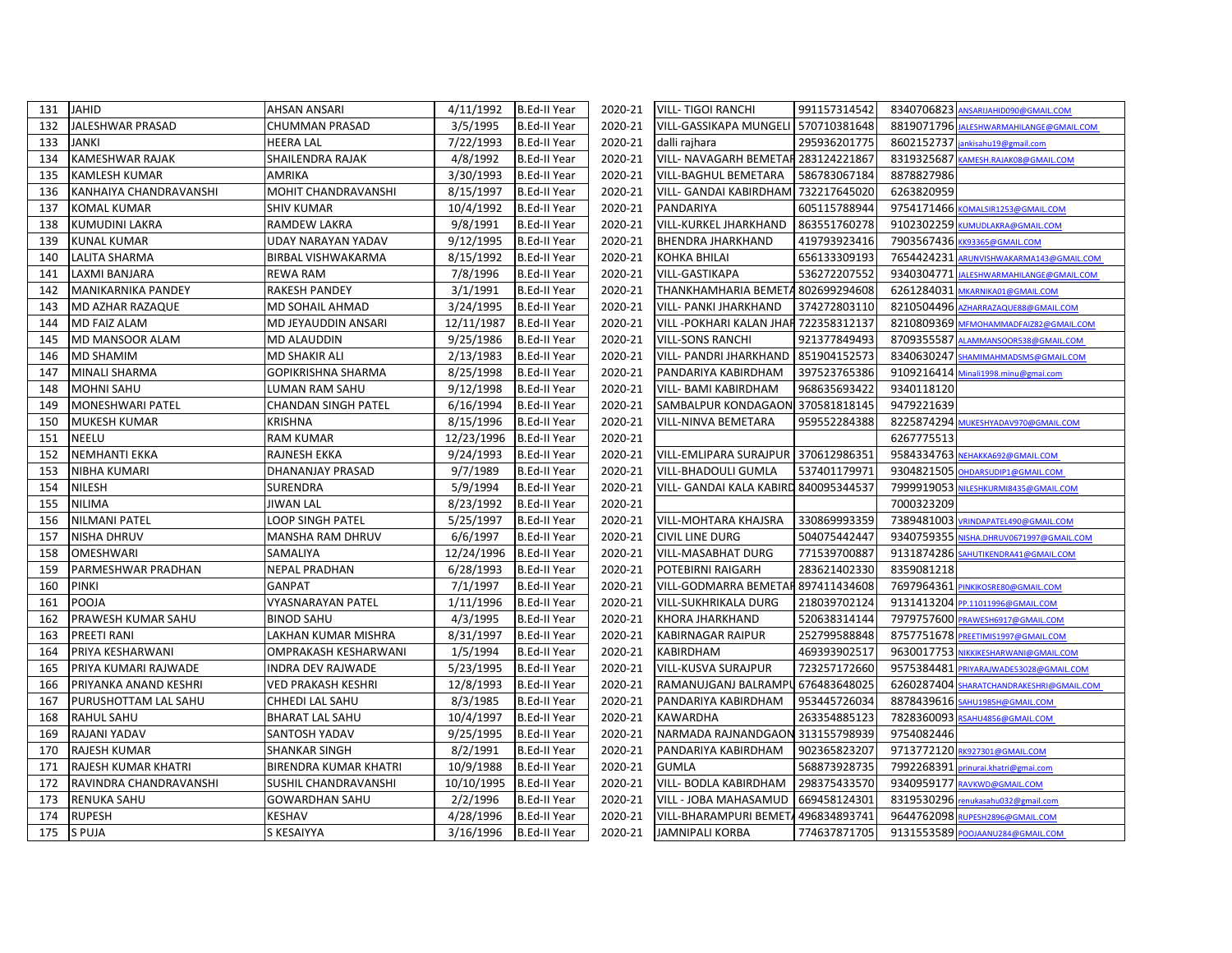| 131 | JAHID | AHSAN ANSARI | 4/11/1992 | B.Ed-II Year | 2020-21 | VILL- TIGOI RANCHI | 991157314542 | 8340706823 | ANSARIJAHID090@GMAIL.COM |
|---|---|---|---|---|---|---|---|---|---|
| 132 | JALESHWAR PRASAD | CHUMMAN PRASAD | 3/5/1995 | B.Ed-II Year | 2020-21 | VILL-GASSIKAPA MUNGELI | 570710381648 | 8819071796 | JALESHWARMAHILANGE@GMAIL.COM |
| 133 | JANKI | HEERA LAL | 7/22/1993 | B.Ed-II Year | 2020-21 | dalli rajhara | 295936201775 | 8602152737 | jankisahu19@gmail.com |
| 134 | KAMESHWAR RAJAK | SHAILENDRA RAJAK | 4/8/1992 | B.Ed-II Year | 2020-21 | VILL- NAVAGARH BEMETAR | 283124221867 | 8319325687 | KAMESH.RAJAK08@GMAIL.COM |
| 135 | KAMLESH KUMAR | AMRIKA | 3/30/1993 | B.Ed-II Year | 2020-21 | VILL-BAGHUL BEMETARA | 586783067184 | 8878827986 | |
| 136 | KANHAIYA CHANDRAVANSHI | MOHIT CHANDRAVANSHI | 8/15/1997 | B.Ed-II Year | 2020-21 | VILL- GANDAI KABIRDHAM | 732217645020 | 6263820959 | |
| 137 | KOMAL KUMAR | SHIV KUMAR | 10/4/1992 | B.Ed-II Year | 2020-21 | PANDARIYA | 605115788944 | 9754171466 | KOMALSIR1253@GMAIL.COM |
| 138 | KUMUDINI LAKRA | RAMDEW LAKRA | 9/8/1991 | B.Ed-II Year | 2020-21 | VILL-KURKEL JHARKHAND | 863551760278 | 9102302259 | KUMUDLAKRA@GMAIL.COM |
| 139 | KUNAL KUMAR | UDAY NARAYAN YADAV | 9/12/1995 | B.Ed-II Year | 2020-21 | BHENDRA JHARKHAND | 419793923416 | 7903567436 | KK93365@GMAIL.COM |
| 140 | LALITA SHARMA | BIRBAL VISHWAKARMA | 8/15/1992 | B.Ed-II Year | 2020-21 | KOHKA BHILAI | 656133309193 | 7654424231 | ARUNVISHWAKARMA143@GMAIL.COM |
| 141 | LAXMI BANJARA | REWA RAM | 7/8/1996 | B.Ed-II Year | 2020-21 | VILL-GASTIKAPA | 536272207552 | 9340304771 | JALESHWARMAHILANGE@GMAIL.COM |
| 142 | MANIKARNIKA PANDEY | RAKESH PANDEY | 3/1/1991 | B.Ed-II Year | 2020-21 | THANKHAMHARIA BEMETA | 802699294608 | 6261284031 | MKARNIKA01@GMAIL.COM |
| 143 | MD AZHAR RAZAQUE | MD SOHAIL AHMAD | 3/24/1995 | B.Ed-II Year | 2020-21 | VILL- PANKI JHARKHAND | 374272803110 | 8210504496 | AZHARRAZAQUE88@GMAIL.COM |
| 144 | MD FAIZ ALAM | MD JEYAUDDIN ANSARI | 12/11/1987 | B.Ed-II Year | 2020-21 | VILL -POKHARI KALAN JHAR | 722358312137 | 8210809369 | MFMOHAMMADFAIZ82@GMAIL.COM |
| 145 | MD MANSOOR ALAM | MD ALAUDDIN | 9/25/1986 | B.Ed-II Year | 2020-21 | VILL-SONS RANCHI | 921377849493 | 8709355587 | ALAMMANSOOR538@GMAIL.COM |
| 146 | MD SHAMIM | MD SHAKIR ALI | 2/13/1983 | B.Ed-II Year | 2020-21 | VILL- PANDRI JHARKHAND | 851904152573 | 8340630247 | SHAMIMAHMADSMS@GMAIL.COM |
| 147 | MINALI SHARMA | GOPIKRISHNA SHARMA | 8/25/1998 | B.Ed-II Year | 2020-21 | PANDARIYA KABIRDHAM | 397523765386 | 9109216414 | Minali1998.minu@gmai.com |
| 148 | MOHNI SAHU | LUMAN RAM SAHU | 9/12/1998 | B.Ed-II Year | 2020-21 | VILL- BAMI KABIRDHAM | 968635693422 | 9340118120 | |
| 149 | MONESHWARI PATEL | CHANDAN SINGH PATEL | 6/16/1994 | B.Ed-II Year | 2020-21 | SAMBALPUR KONDAGAON | 370581818145 | 9479221639 | |
| 150 | MUKESH KUMAR | KRISHNA | 8/15/1996 | B.Ed-II Year | 2020-21 | VILL-NINVA BEMETARA | 959552284388 | 8225874294 | MUKESHYADAV970@GMAIL.COM |
| 151 | NEELU | RAM KUMAR | 12/23/1996 | B.Ed-II Year | 2020-21 | | | 6267775513 | |
| 152 | NEMHANTI EKKA | RAJNESH EKKA | 9/24/1993 | B.Ed-II Year | 2020-21 | VILL-EMLIPARA SURAJPUR | 370612986351 | 9584334763 | NEHAKKA692@GMAIL.COM |
| 153 | NIBHA KUMARI | DHANANJAY PRASAD | 9/7/1989 | B.Ed-II Year | 2020-21 | VILL-BHADOULI GUMLA | 537401179971 | 9304821505 | OHDARSUDIP1@GMAIL.COM |
| 154 | NILESH | SURENDRA | 5/9/1994 | B.Ed-II Year | 2020-21 | VILL- GANDAI KALA KABIRD | 840095344537 | 7999919053 | NILESHKURMI8435@GMAIL.COM |
| 155 | NILIMA | JIWAN LAL | 8/23/1992 | B.Ed-II Year | 2020-21 | | | 7000323209 | |
| 156 | NILMANI PATEL | LOOP SINGH PATEL | 5/25/1997 | B.Ed-II Year | 2020-21 | VILL-MOHTARA KHAJSRA | 330869993359 | 7389481003 | VRINDAPATEL490@GMAIL.COM |
| 157 | NISHA DHRUV | MANSHA RAM DHRUV | 6/6/1997 | B.Ed-II Year | 2020-21 | CIVIL LINE DURG | 504075442447 | 9340759355 | NISHA.DHRUV0671997@GMAIL.COM |
| 158 | OMESHWARI | SAMALIYA | 12/24/1996 | B.Ed-II Year | 2020-21 | VILL-MASABHAT DURG | 771539700887 | 9131874286 | SAHUTIKENDRA41@GMAIL.COM |
| 159 | PARMESHWAR PRADHAN | NEPAL PRADHAN | 6/28/1993 | B.Ed-II Year | 2020-21 | POTEBIRNI RAIGARH | 283621402330 | 8359081218 | |
| 160 | PINKI | GANPAT | 7/1/1997 | B.Ed-II Year | 2020-21 | VILL-GODMARRA BEMETAR | 897411434608 | 7697964361 | PINKIKOSRE80@GMAIL.COM |
| 161 | POOJA | VYASNARAYAN PATEL | 1/11/1996 | B.Ed-II Year | 2020-21 | VILL-SUKHRIKALA DURG | 218039702124 | 9131413204 | PP.11011996@GMAIL.COM |
| 162 | PRAWESH KUMAR SAHU | BINOD SAHU | 4/3/1995 | B.Ed-II Year | 2020-21 | KHORA JHARKHAND | 520638314144 | 7979757600 | PRAWESH6917@GMAIL.COM |
| 163 | PREETI RANI | LAKHAN KUMAR MISHRA | 8/31/1997 | B.Ed-II Year | 2020-21 | KABIRNAGAR RAIPUR | 252799588848 | 8757751678 | PREETIMIS1997@GMAIL.COM |
| 164 | PRIYA KESHARWANI | OMPRAKASH KESHARWANI | 1/5/1994 | B.Ed-II Year | 2020-21 | KABIRDHAM | 469393902517 | 9630017753 | NIKKIKESHARWANI@GMAIL.COM |
| 165 | PRIYA KUMARI RAJWADE | INDRA DEV RAJWADE | 5/23/1995 | B.Ed-II Year | 2020-21 | VILL-KUSVA SURAJPUR | 723257172660 | 9575384481 | PRIYARAJWADE53028@GMAIL.COM |
| 166 | PRIYANKA ANAND KESHRI | VED PRAKASH KESHRI | 12/8/1993 | B.Ed-II Year | 2020-21 | RAMANUJGANJ BALRAMPU | 676483648025 | 6260287404 | SHARATCHANDRAKESHRI@GMAIL.COM |
| 167 | PURUSHOTTAM LAL SAHU | CHHEDI LAL SAHU | 8/3/1985 | B.Ed-II Year | 2020-21 | PANDARIYA KABIRDHAM | 953445726034 | 8878439616 | SAHU1985H@GMAIL.COM |
| 168 | RAHUL SAHU | BHARAT LAL SAHU | 10/4/1997 | B.Ed-II Year | 2020-21 | KAWARDHA | 263354885123 | 7828360093 | RSAHU4856@GMAIL.COM |
| 169 | RAJANI YADAV | SANTOSH YADAV | 9/25/1995 | B.Ed-II Year | 2020-21 | NARMADA RAJNANDGAON | 313155798939 | 9754082446 | |
| 170 | RAJESH KUMAR | SHANKAR SINGH | 8/2/1991 | B.Ed-II Year | 2020-21 | PANDARIYA KABIRDHAM | 902365823207 | 9713772120 | RK927301@GMAIL.COM |
| 171 | RAJESH KUMAR KHATRI | BIRENDRA KUMAR KHATRI | 10/9/1988 | B.Ed-II Year | 2020-21 | GUMLA | 568873928735 | 7992268391 | prinurai.khatri@gmai.com |
| 172 | RAVINDRA CHANDRAVANSHI | SUSHIL CHANDRAVANSHI | 10/10/1995 | B.Ed-II Year | 2020-21 | VILL- BODLA KABIRDHAM | 298375433570 | 9340959177 | RAVKWD@GMAIL.COM |
| 173 | RENUKA SAHU | GOWARDHAN SAHU | 2/2/1996 | B.Ed-II Year | 2020-21 | VILL - JOBA MAHASAMUD | 669458124301 | 8319530296 | renukasahu032@gmail.com |
| 174 | RUPESH | KESHAV | 4/28/1996 | B.Ed-II Year | 2020-21 | VILL-BHARAMPURI BEMETA | 496834893741 | 9644762098 | RUPESH2896@GMAIL.COM |
| 175 | S PUJA | S KESAIYYA | 3/16/1996 | B.Ed-II Year | 2020-21 | JAMNIPALI KORBA | 774637871705 | 9131553589 | POOJAANU284@GMAIL.COM |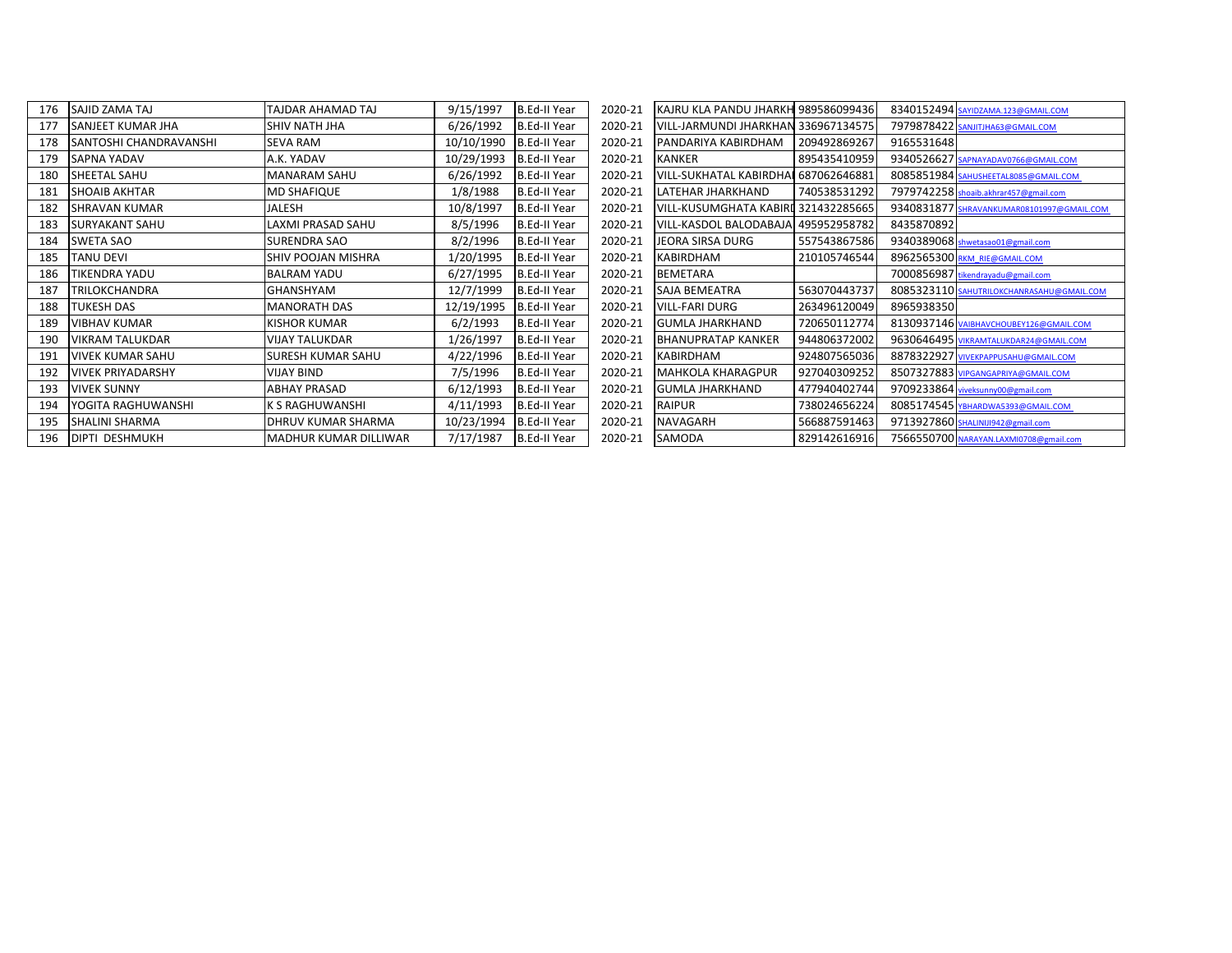| | | | | | | | | | |
|---|---|---|---|---|---|---|---|---|---|
| 176 | SAJID ZAMA TAJ | TAJDAR AHAMAD TAJ | 9/15/1997 | B.Ed-II Year | 2020-21 | KAJRU KLA PANDU JHARKH | 989586099436 | 8340152494 | SAYIDZAMA.123@GMAIL.COM |
| 177 | SANJEET KUMAR JHA | SHIV NATH JHA | 6/26/1992 | B.Ed-II Year | 2020-21 | VILL-JARMUNDI JHARKHAN | 336967134575 | 7979878422 | SANJITJHA63@GMAIL.COM |
| 178 | SANTOSHI CHANDRAVANSHI | SEVA RAM | 10/10/1990 | B.Ed-II Year | 2020-21 | PANDARIYA KABIRDHAM | 209492869267 | 9165531648 | |
| 179 | SAPNA YADAV | A.K. YADAV | 10/29/1993 | B.Ed-II Year | 2020-21 | KANKER | 895435410959 | 9340526627 | SAPNAYADAV0766@GMAIL.COM |
| 180 | SHEETAL SAHU | MANARAM SAHU | 6/26/1992 | B.Ed-II Year | 2020-21 | VILL-SUKHATAL KABIRDHAI | 687062646881 | 8085851984 | SAHUSHEETAL8085@GMAIL.COM |
| 181 | SHOAIB AKHTAR | MD SHAFIQUE | 1/8/1988 | B.Ed-II Year | 2020-21 | LATEHAR JHARKHAND | 740538531292 | 7979742258 | shoaib.akhrar457@gmail.com |
| 182 | SHRAVAN KUMAR | JALESH | 10/8/1997 | B.Ed-II Year | 2020-21 | VILL-KUSUMGHATA KABIRI | 321432285665 | 9340831877 | SHRAVANKUMAR08101997@GMAIL.COM |
| 183 | SURYAKANT SAHU | LAXMI PRASAD SAHU | 8/5/1996 | B.Ed-II Year | 2020-21 | VILL-KASDOL BALODABAJA | 495952958782 | 8435870892 | |
| 184 | SWETA SAO | SURENDRA SAO | 8/2/1996 | B.Ed-II Year | 2020-21 | JEORA SIRSA DURG | 557543867586 | 9340389068 | shwetasao01@gmail.com |
| 185 | TANU DEVI | SHIV POOJAN MISHRA | 1/20/1995 | B.Ed-II Year | 2020-21 | KABIRDHAM | 210105746544 | 8962565300 | RKM_RIE@GMAIL.COM |
| 186 | TIKENDRA YADU | BALRAM YADU | 6/27/1995 | B.Ed-II Year | 2020-21 | BEMETARA | | 7000856987 | tikendrayadu@gmail.com |
| 187 | TRILOKCHANDRA | GHANSHYAM | 12/7/1999 | B.Ed-II Year | 2020-21 | SAJA BEMEATRA | 563070443737 | 8085323110 | SAHUTRILOKCHANRASAHU@GMAIL.COM |
| 188 | TUKESH DAS | MANORATH DAS | 12/19/1995 | B.Ed-II Year | 2020-21 | VILL-FARI DURG | 263496120049 | 8965938350 | |
| 189 | VIBHAV KUMAR | KISHOR KUMAR | 6/2/1993 | B.Ed-II Year | 2020-21 | GUMLA JHARKHAND | 720650112774 | 8130937146 | VAIBHAVCHOUBEY126@GMAIL.COM |
| 190 | VIKRAM TALUKDAR | VIJAY TALUKDAR | 1/26/1997 | B.Ed-II Year | 2020-21 | BHANUPRATAP KANKER | 944806372002 | 9630646495 | VIKRAMTALUKDAR24@GMAIL.COM |
| 191 | VIVEK KUMAR SAHU | SURESH KUMAR SAHU | 4/22/1996 | B.Ed-II Year | 2020-21 | KABIRDHAM | 924807565036 | 8878322927 | VIVEKPAPPUSAHU@GMAIL.COM |
| 192 | VIVEK PRIYADARSHY | VIJAY BIND | 7/5/1996 | B.Ed-II Year | 2020-21 | MAHKOLA KHARAGPUR | 927040309252 | 8507327883 | VIPGANGAPRIYA@GMAIL.COM |
| 193 | VIVEK SUNNY | ABHAY PRASAD | 6/12/1993 | B.Ed-II Year | 2020-21 | GUMLA JHARKHAND | 477940402744 | 9709233864 | viveksunny00@gmail.com |
| 194 | YOGITA RAGHUWANSHI | K S RAGHUWANSHI | 4/11/1993 | B.Ed-II Year | 2020-21 | RAIPUR | 738024656224 | 8085174545 | YBHARDWA5393@GMAIL.COM |
| 195 | SHALINI SHARMA | DHRUV KUMAR SHARMA | 10/23/1994 | B.Ed-II Year | 2020-21 | NAVAGARH | 566887591463 | 9713927860 | SHALINIJI942@gmail.com |
| 196 | DIPTI DESHMUKH | MADHUR KUMAR DILLIWAR | 7/17/1987 | B.Ed-II Year | 2020-21 | SAMODA | 829142616916 | 7566550700 | NARAYAN.LAXMI0708@gmail.com |